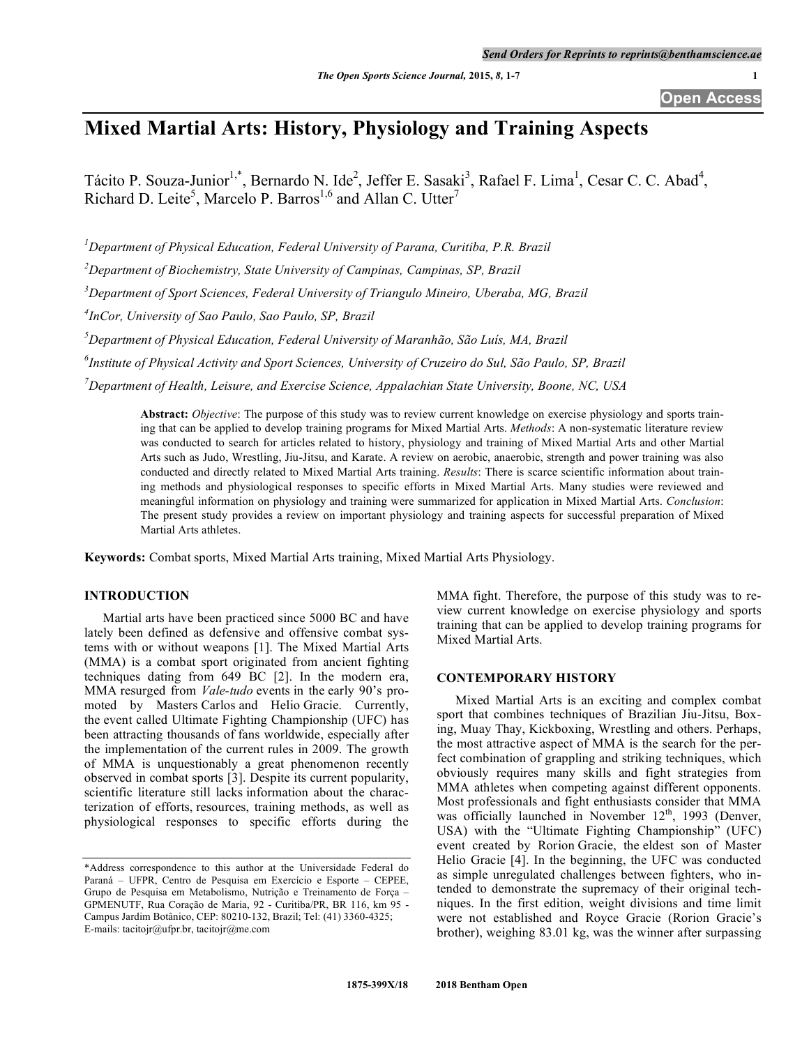# Mixed Martial Arts: History, Physiology and Training Aspects

Tácito P. Souza-Junior[1,*], Bernardo N. Ide[2], Jeffer E. Sasaki[3], Rafael F. Lima[1], Cesar C. C. Abad[4], Richard D. Leite[5], Marcelo P. Barros[1,6] and Allan C. Utter[7]

[1]Department of Physical Education, Federal University of Parana, Curitiba, P.R. Brazil

[2]Department of Biochemistry, State University of Campinas, Campinas, SP, Brazil

[3]Department of Sport Sciences, Federal University of Triangulo Mineiro, Uberaba, MG, Brazil

[4]InCor, University of Sao Paulo, Sao Paulo, SP, Brazil

[5]Department of Physical Education, Federal University of Maranhão, São Luís, MA, Brazil

[6]Institute of Physical Activity and Sport Sciences, University of Cruzeiro do Sul, São Paulo, SP, Brazil

[7]Department of Health, Leisure, and Exercise Science, Appalachian State University, Boone, NC, USA

**Abstract:** *Objective*: The purpose of this study was to review current knowledge on exercise physiology and sports training that can be applied to develop training programs for Mixed Martial Arts. *Methods*: A non-systematic literature review was conducted to search for articles related to history, physiology and training of Mixed Martial Arts and other Martial Arts such as Judo, Wrestling, Jiu-Jitsu, and Karate. A review on aerobic, anaerobic, strength and power training was also conducted and directly related to Mixed Martial Arts training. *Results*: There is scarce scientific information about training methods and physiological responses to specific efforts in Mixed Martial Arts. Many studies were reviewed and meaningful information on physiology and training were summarized for application in Mixed Martial Arts. *Conclusion*: The present study provides a review on important physiology and training aspects for successful preparation of Mixed Martial Arts athletes.

**Keywords:** Combat sports, Mixed Martial Arts training, Mixed Martial Arts Physiology.

## INTRODUCTION

Martial arts have been practiced since 5000 BC and have lately been defined as defensive and offensive combat systems with or without weapons [1]. The Mixed Martial Arts (MMA) is a combat sport originated from ancient fighting techniques dating from 649 BC [2]. In the modern era, MMA resurged from *Vale-tudo* events in the early 90's promoted by Masters Carlos and Helio Gracie. Currently, the event called Ultimate Fighting Championship (UFC) has been attracting thousands of fans worldwide, especially after the implementation of the current rules in 2009. The growth of MMA is unquestionably a great phenomenon recently observed in combat sports [3]. Despite its current popularity, scientific literature still lacks information about the characterization of efforts, resources, training methods, as well as physiological responses to specific efforts during the MMA fight. Therefore, the purpose of this study was to review current knowledge on exercise physiology and sports training that can be applied to develop training programs for Mixed Martial Arts.

## CONTEMPORARY HISTORY

Mixed Martial Arts is an exciting and complex combat sport that combines techniques of Brazilian Jiu-Jitsu, Boxing, Muay Thay, Kickboxing, Wrestling and others. Perhaps, the most attractive aspect of MMA is the search for the perfect combination of grappling and striking techniques, which obviously requires many skills and fight strategies from MMA athletes when competing against different opponents. Most professionals and fight enthusiasts consider that MMA was officially launched in November 12th, 1993 (Denver, USA) with the "Ultimate Fighting Championship" (UFC) event created by Rorion Gracie, the eldest son of Master Helio Gracie [4]. In the beginning, the UFC was conducted as simple unregulated challenges between fighters, who intended to demonstrate the supremacy of their original techniques. In the first edition, weight divisions and time limit were not established and Royce Gracie (Rorion Gracie's brother), weighing 83.01 kg, was the winner after surpassing

\*Address correspondence to this author at the Universidade Federal do Paraná – UFPR, Centro de Pesquisa em Exercício e Esporte – CEPEE, Grupo de Pesquisa em Metabolismo, Nutrição e Treinamento de Força – GPMENUTF, Rua Coração de Maria, 92 - Curitiba/PR, BR 116, km 95 - Campus Jardim Botânico, CEP: 80210-132, Brazil; Tel: (41) 3360-4325; E-mails: tacitojr@ufpr.br, tacitojr@me.com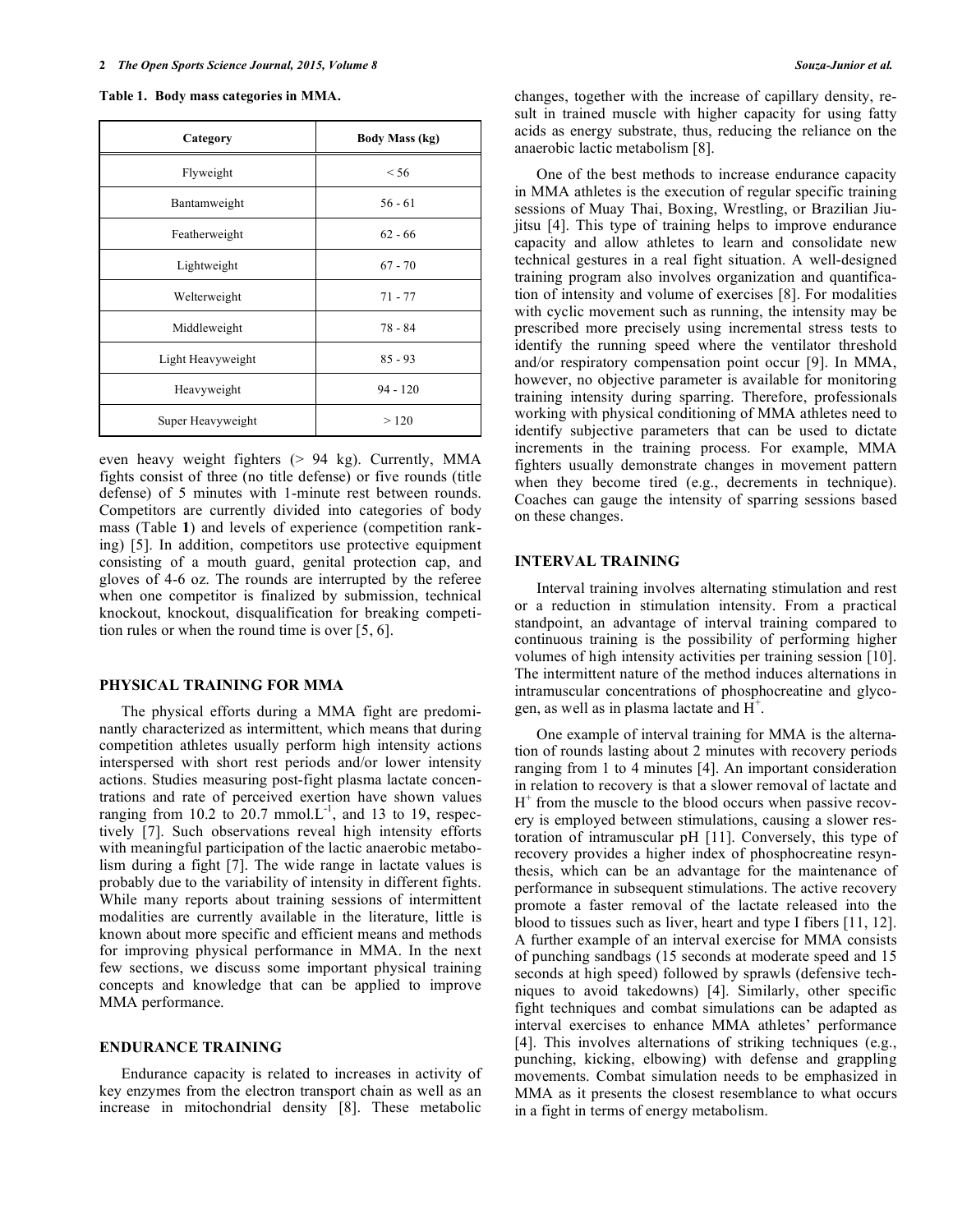**Table 1. Body mass categories in MMA.**

| Category | Body Mass (kg) |
|---|---|
| Flyweight | < 56 |
| Bantamweight | 56 - 61 |
| Featherweight | 62 - 66 |
| Lightweight | 67 - 70 |
| Welterweight | 71 - 77 |
| Middleweight | 78 - 84 |
| Light Heavyweight | 85 - 93 |
| Heavyweight | 94 - 120 |
| Super Heavyweight | > 120 |

even heavy weight fighters (> 94 kg). Currently, MMA fights consist of three (no title defense) or five rounds (title defense) of 5 minutes with 1-minute rest between rounds. Competitors are currently divided into categories of body mass (Table **1**) and levels of experience (competition ranking) [5]. In addition, competitors use protective equipment consisting of a mouth guard, genital protection cap, and gloves of 4-6 oz. The rounds are interrupted by the referee when one competitor is finalized by submission, technical knockout, knockout, disqualification for breaking competition rules or when the round time is over [5, 6].

## PHYSICAL TRAINING FOR MMA

The physical efforts during a MMA fight are predominantly characterized as intermittent, which means that during competition athletes usually perform high intensity actions interspersed with short rest periods and/or lower intensity actions. Studies measuring post-fight plasma lactate concentrations and rate of perceived exertion have shown values ranging from 10.2 to 20.7 mmol.$L^{-1}$, and 13 to 19, respectively [7]. Such observations reveal high intensity efforts with meaningful participation of the lactic anaerobic metabolism during a fight [7]. The wide range in lactate values is probably due to the variability of intensity in different fights. While many reports about training sessions of intermittent modalities are currently available in the literature, little is known about more specific and efficient means and methods for improving physical performance in MMA. In the next few sections, we discuss some important physical training concepts and knowledge that can be applied to improve MMA performance.

## ENDURANCE TRAINING

Endurance capacity is related to increases in activity of key enzymes from the electron transport chain as well as an increase in mitochondrial density [8]. These metabolic changes, together with the increase of capillary density, result in trained muscle with higher capacity for using fatty acids as energy substrate, thus, reducing the reliance on the anaerobic lactic metabolism [8].

One of the best methods to increase endurance capacity in MMA athletes is the execution of regular specific training sessions of Muay Thai, Boxing, Wrestling, or Brazilian Jiu-jitsu [4]. This type of training helps to improve endurance capacity and allow athletes to learn and consolidate new technical gestures in a real fight situation. A well-designed training program also involves organization and quantification of intensity and volume of exercises [8]. For modalities with cyclic movement such as running, the intensity may be prescribed more precisely using incremental stress tests to identify the running speed where the ventilator threshold and/or respiratory compensation point occur [9]. In MMA, however, no objective parameter is available for monitoring training intensity during sparring. Therefore, professionals working with physical conditioning of MMA athletes need to identify subjective parameters that can be used to dictate increments in the training process. For example, MMA fighters usually demonstrate changes in movement pattern when they become tired (e.g., decrements in technique). Coaches can gauge the intensity of sparring sessions based on these changes.

## INTERVAL TRAINING

Interval training involves alternating stimulation and rest or a reduction in stimulation intensity. From a practical standpoint, an advantage of interval training compared to continuous training is the possibility of performing higher volumes of high intensity activities per training session [10]. The intermittent nature of the method induces alternations in intramuscular concentrations of phosphocreatine and glycogen, as well as in plasma lactate and $H^+$.

One example of interval training for MMA is the alternation of rounds lasting about 2 minutes with recovery periods ranging from 1 to 4 minutes [4]. An important consideration in relation to recovery is that a slower removal of lactate and $H^+$ from the muscle to the blood occurs when passive recovery is employed between stimulations, causing a slower restoration of intramuscular pH [11]. Conversely, this type of recovery provides a higher index of phosphocreatine resynthesis, which can be an advantage for the maintenance of performance in subsequent stimulations. The active recovery promote a faster removal of the lactate released into the blood to tissues such as liver, heart and type I fibers [11, 12]. A further example of an interval exercise for MMA consists of punching sandbags (15 seconds at moderate speed and 15 seconds at high speed) followed by sprawls (defensive techniques to avoid takedowns) [4]. Similarly, other specific fight techniques and combat simulations can be adapted as interval exercises to enhance MMA athletes' performance [4]. This involves alternations of striking techniques (e.g., punching, kicking, elbowing) with defense and grappling movements. Combat simulation needs to be emphasized in MMA as it presents the closest resemblance to what occurs in a fight in terms of energy metabolism.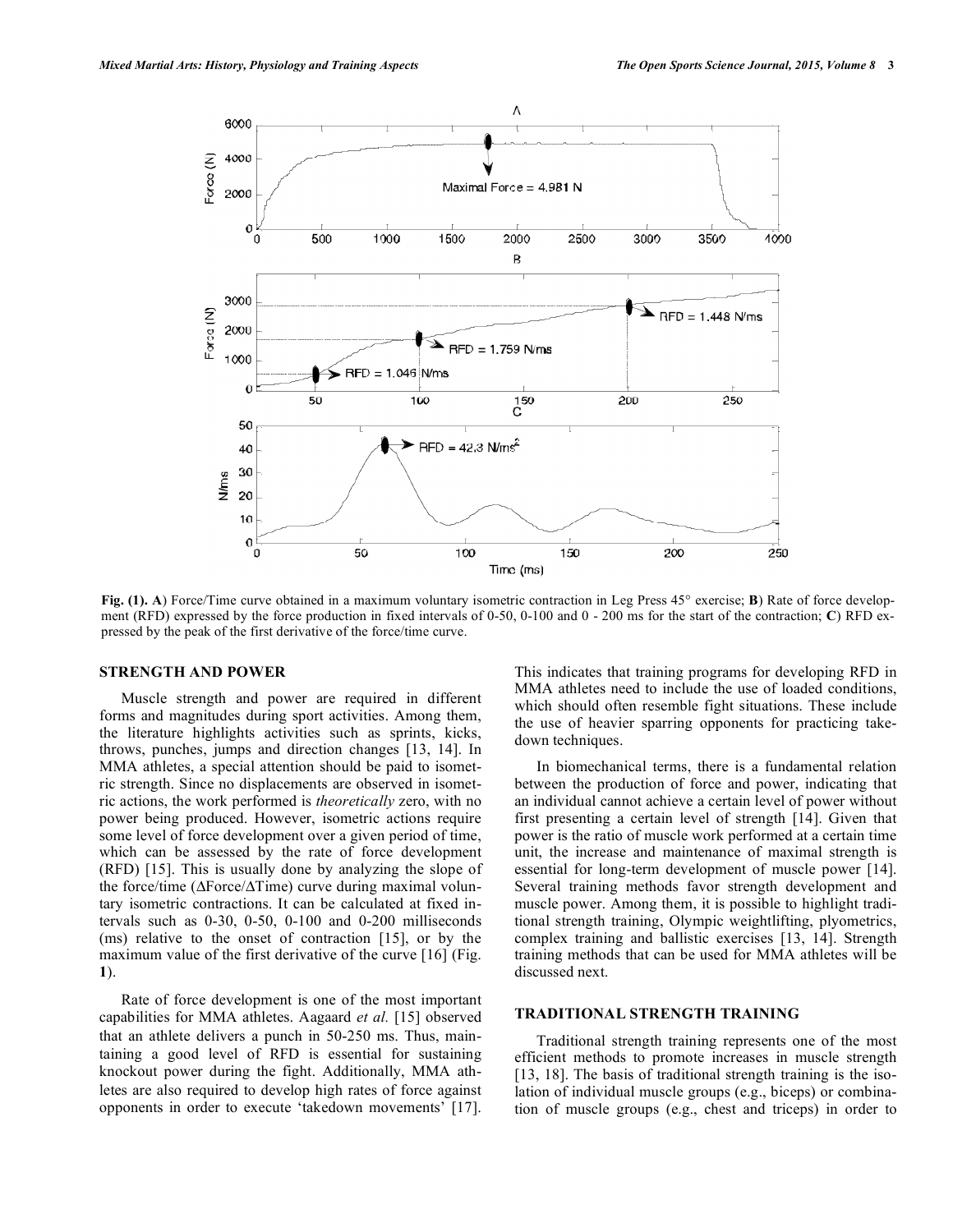Fig. (1). **A**) Force/Time curve obtained in a maximum voluntary isometric contraction in Leg Press 45° exercise; **B**) Rate of force development (RFD) expressed by the force production in fixed intervals of 0-50, 0-100 and 0 - 200 ms for the start of the contraction; **C**) RFD expressed by the peak of the first derivative of the force/time curve.

## STRENGTH AND POWER

Muscle strength and power are required in different forms and magnitudes during sport activities. Among them, the literature highlights activities such as sprints, kicks, throws, punches, jumps and direction changes [13, 14]. In MMA athletes, a special attention should be paid to isometric strength. Since no displacements are observed in isometric actions, the work performed is *theoretically* zero, with no power being produced. However, isometric actions require some level of force development over a given period of time, which can be assessed by the rate of force development (RFD) [15]. This is usually done by analyzing the slope of the force/time (ΔForce/ΔTime) curve during maximal voluntary isometric contractions. It can be calculated at fixed intervals such as 0-30, 0-50, 0-100 and 0-200 milliseconds (ms) relative to the onset of contraction [15], or by the maximum value of the first derivative of the curve [16] (Fig. **1**).

Rate of force development is one of the most important capabilities for MMA athletes. Aagaard *et al.* [15] observed that an athlete delivers a punch in 50-250 ms. Thus, maintaining a good level of RFD is essential for sustaining knockout power during the fight. Additionally, MMA athletes are also required to develop high rates of force against opponents in order to execute 'takedown movements' [17]. This indicates that training programs for developing RFD in MMA athletes need to include the use of loaded conditions, which should often resemble fight situations. These include the use of heavier sparring opponents for practicing takedown techniques.

In biomechanical terms, there is a fundamental relation between the production of force and power, indicating that an individual cannot achieve a certain level of power without first presenting a certain level of strength [14]. Given that power is the ratio of muscle work performed at a certain time unit, the increase and maintenance of maximal strength is essential for long-term development of muscle power [14]. Several training methods favor strength development and muscle power. Among them, it is possible to highlight traditional strength training, Olympic weightlifting, plyometrics, complex training and ballistic exercises [13, 14]. Strength training methods that can be used for MMA athletes will be discussed next.

## TRADITIONAL STRENGTH TRAINING

Traditional strength training represents one of the most efficient methods to promote increases in muscle strength [13, 18]. The basis of traditional strength training is the isolation of individual muscle groups (e.g., biceps) or combination of muscle groups (e.g., chest and triceps) in order to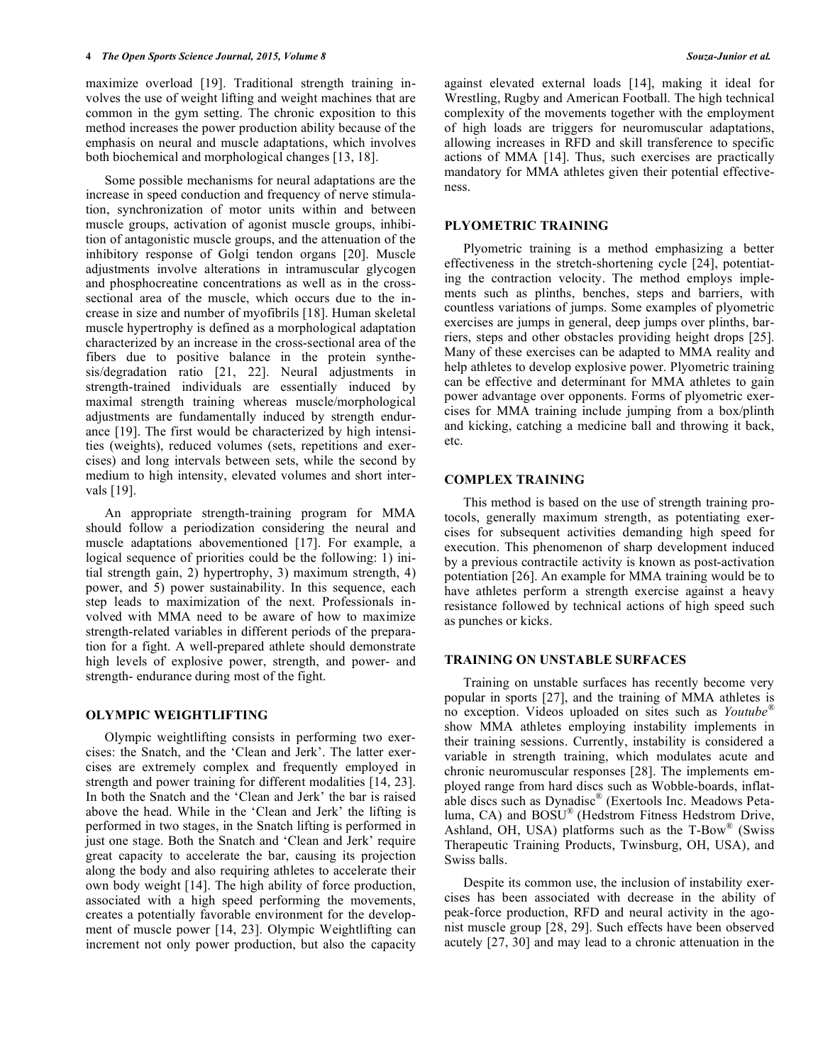maximize overload [19]. Traditional strength training involves the use of weight lifting and weight machines that are common in the gym setting. The chronic exposition to this method increases the power production ability because of the emphasis on neural and muscle adaptations, which involves both biochemical and morphological changes [13, 18].

Some possible mechanisms for neural adaptations are the increase in speed conduction and frequency of nerve stimulation, synchronization of motor units within and between muscle groups, activation of agonist muscle groups, inhibition of antagonistic muscle groups, and the attenuation of the inhibitory response of Golgi tendon organs [20]. Muscle adjustments involve alterations in intramuscular glycogen and phosphocreatine concentrations as well as in the cross-sectional area of the muscle, which occurs due to the increase in size and number of myofibrils [18]. Human skeletal muscle hypertrophy is defined as a morphological adaptation characterized by an increase in the cross-sectional area of the fibers due to positive balance in the protein synthesis/degradation ratio [21, 22]. Neural adjustments in strength-trained individuals are essentially induced by maximal strength training whereas muscle/morphological adjustments are fundamentally induced by strength endurance [19]. The first would be characterized by high intensities (weights), reduced volumes (sets, repetitions and exercises) and long intervals between sets, while the second by medium to high intensity, elevated volumes and short intervals [19].

An appropriate strength-training program for MMA should follow a periodization considering the neural and muscle adaptations abovementioned [17]. For example, a logical sequence of priorities could be the following: 1) initial strength gain, 2) hypertrophy, 3) maximum strength, 4) power, and 5) power sustainability. In this sequence, each step leads to maximization of the next. Professionals involved with MMA need to be aware of how to maximize strength-related variables in different periods of the preparation for a fight. A well-prepared athlete should demonstrate high levels of explosive power, strength, and power- and strength- endurance during most of the fight.

## OLYMPIC WEIGHTLIFTING

Olympic weightlifting consists in performing two exercises: the Snatch, and the 'Clean and Jerk'. The latter exercises are extremely complex and frequently employed in strength and power training for different modalities [14, 23]. In both the Snatch and the 'Clean and Jerk' the bar is raised above the head. While in the 'Clean and Jerk' the lifting is performed in two stages, in the Snatch lifting is performed in just one stage. Both the Snatch and 'Clean and Jerk' require great capacity to accelerate the bar, causing its projection along the body and also requiring athletes to accelerate their own body weight [14]. The high ability of force production, associated with a high speed performing the movements, creates a potentially favorable environment for the development of muscle power [14, 23]. Olympic Weightlifting can increment not only power production, but also the capacity against elevated external loads [14], making it ideal for Wrestling, Rugby and American Football. The high technical complexity of the movements together with the employment of high loads are triggers for neuromuscular adaptations, allowing increases in RFD and skill transference to specific actions of MMA [14]. Thus, such exercises are practically mandatory for MMA athletes given their potential effectiveness.

## PLYOMETRIC TRAINING

Plyometric training is a method emphasizing a better effectiveness in the stretch-shortening cycle [24], potentiating the contraction velocity. The method employs implements such as plinths, benches, steps and barriers, with countless variations of jumps. Some examples of plyometric exercises are jumps in general, deep jumps over plinths, barriers, steps and other obstacles providing height drops [25]. Many of these exercises can be adapted to MMA reality and help athletes to develop explosive power. Plyometric training can be effective and determinant for MMA athletes to gain power advantage over opponents. Forms of plyometric exercises for MMA training include jumping from a box/plinth and kicking, catching a medicine ball and throwing it back, etc.

## COMPLEX TRAINING

This method is based on the use of strength training protocols, generally maximum strength, as potentiating exercises for subsequent activities demanding high speed for execution. This phenomenon of sharp development induced by a previous contractile activity is known as post-activation potentiation [26]. An example for MMA training would be to have athletes perform a strength exercise against a heavy resistance followed by technical actions of high speed such as punches or kicks.

## TRAINING ON UNSTABLE SURFACES

Training on unstable surfaces has recently become very popular in sports [27], and the training of MMA athletes is no exception. Videos uploaded on sites such as *Youtube®* show MMA athletes employing instability implements in their training sessions. Currently, instability is considered a variable in strength training, which modulates acute and chronic neuromuscular responses [28]. The implements employed range from hard discs such as Wobble-boards, inflatable discs such as Dynadisc® (Exertools Inc. Meadows Petaluma, CA) and BOSU® (Hedstrom Fitness Hedstrom Drive, Ashland, OH, USA) platforms such as the T-Bow® (Swiss Therapeutic Training Products, Twinsburg, OH, USA), and Swiss balls.

Despite its common use, the inclusion of instability exercises has been associated with decrease in the ability of peak-force production, RFD and neural activity in the agonist muscle group [28, 29]. Such effects have been observed acutely [27, 30] and may lead to a chronic attenuation in the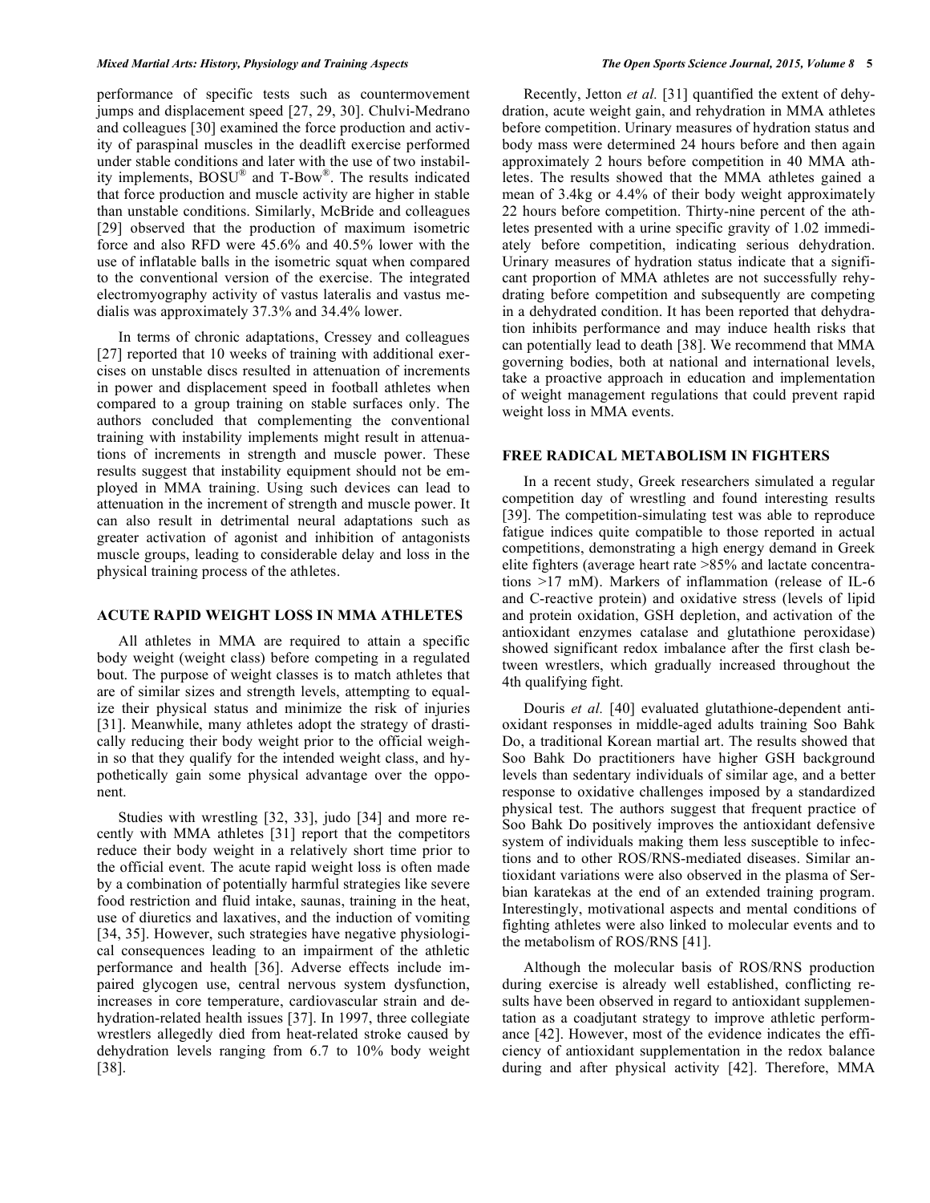performance of specific tests such as countermovement jumps and displacement speed [27, 29, 30]. Chulvi-Medrano and colleagues [30] examined the force production and activity of paraspinal muscles in the deadlift exercise performed under stable conditions and later with the use of two instability implements, BOSU® and T-Bow®. The results indicated that force production and muscle activity are higher in stable than unstable conditions. Similarly, McBride and colleagues [29] observed that the production of maximum isometric force and also RFD were 45.6% and 40.5% lower with the use of inflatable balls in the isometric squat when compared to the conventional version of the exercise. The integrated electromyography activity of vastus lateralis and vastus medialis was approximately 37.3% and 34.4% lower.

In terms of chronic adaptations, Cressey and colleagues [27] reported that 10 weeks of training with additional exercises on unstable discs resulted in attenuation of increments in power and displacement speed in football athletes when compared to a group training on stable surfaces only. The authors concluded that complementing the conventional training with instability implements might result in attenuations of increments in strength and muscle power. These results suggest that instability equipment should not be employed in MMA training. Using such devices can lead to attenuation in the increment of strength and muscle power. It can also result in detrimental neural adaptations such as greater activation of agonist and inhibition of antagonists muscle groups, leading to considerable delay and loss in the physical training process of the athletes.

## ACUTE RAPID WEIGHT LOSS IN MMA ATHLETES

All athletes in MMA are required to attain a specific body weight (weight class) before competing in a regulated bout. The purpose of weight classes is to match athletes that are of similar sizes and strength levels, attempting to equalize their physical status and minimize the risk of injuries [31]. Meanwhile, many athletes adopt the strategy of drastically reducing their body weight prior to the official weigh-in so that they qualify for the intended weight class, and hypothetically gain some physical advantage over the opponent.

Studies with wrestling [32, 33], judo [34] and more recently with MMA athletes [31] report that the competitors reduce their body weight in a relatively short time prior to the official event. The acute rapid weight loss is often made by a combination of potentially harmful strategies like severe food restriction and fluid intake, saunas, training in the heat, use of diuretics and laxatives, and the induction of vomiting [34, 35]. However, such strategies have negative physiological consequences leading to an impairment of the athletic performance and health [36]. Adverse effects include impaired glycogen use, central nervous system dysfunction, increases in core temperature, cardiovascular strain and dehydration-related health issues [37]. In 1997, three collegiate wrestlers allegedly died from heat-related stroke caused by dehydration levels ranging from 6.7 to 10% body weight [38].

Recently, Jetton *et al.* [31] quantified the extent of dehydration, acute weight gain, and rehydration in MMA athletes before competition. Urinary measures of hydration status and body mass were determined 24 hours before and then again approximately 2 hours before competition in 40 MMA athletes. The results showed that the MMA athletes gained a mean of 3.4kg or 4.4% of their body weight approximately 22 hours before competition. Thirty-nine percent of the athletes presented with a urine specific gravity of 1.02 immediately before competition, indicating serious dehydration. Urinary measures of hydration status indicate that a significant proportion of MMA athletes are not successfully rehydrating before competition and subsequently are competing in a dehydrated condition. It has been reported that dehydration inhibits performance and may induce health risks that can potentially lead to death [38]. We recommend that MMA governing bodies, both at national and international levels, take a proactive approach in education and implementation of weight management regulations that could prevent rapid weight loss in MMA events.

## FREE RADICAL METABOLISM IN FIGHTERS

In a recent study, Greek researchers simulated a regular competition day of wrestling and found interesting results [39]. The competition-simulating test was able to reproduce fatigue indices quite compatible to those reported in actual competitions, demonstrating a high energy demand in Greek elite fighters (average heart rate >85% and lactate concentrations >17 mM). Markers of inflammation (release of IL-6 and C-reactive protein) and oxidative stress (levels of lipid and protein oxidation, GSH depletion, and activation of the antioxidant enzymes catalase and glutathione peroxidase) showed significant redox imbalance after the first clash between wrestlers, which gradually increased throughout the 4th qualifying fight.

Douris *et al.* [40] evaluated glutathione-dependent antioxidant responses in middle-aged adults training Soo Bahk Do, a traditional Korean martial art. The results showed that Soo Bahk Do practitioners have higher GSH background levels than sedentary individuals of similar age, and a better response to oxidative challenges imposed by a standardized physical test. The authors suggest that frequent practice of Soo Bahk Do positively improves the antioxidant defensive system of individuals making them less susceptible to infections and to other ROS/RNS-mediated diseases. Similar antioxidant variations were also observed in the plasma of Serbian karatekas at the end of an extended training program. Interestingly, motivational aspects and mental conditions of fighting athletes were also linked to molecular events and to the metabolism of ROS/RNS [41].

Although the molecular basis of ROS/RNS production during exercise is already well established, conflicting results have been observed in regard to antioxidant supplementation as a coadjutant strategy to improve athletic performance [42]. However, most of the evidence indicates the efficiency of antioxidant supplementation in the redox balance during and after physical activity [42]. Therefore, MMA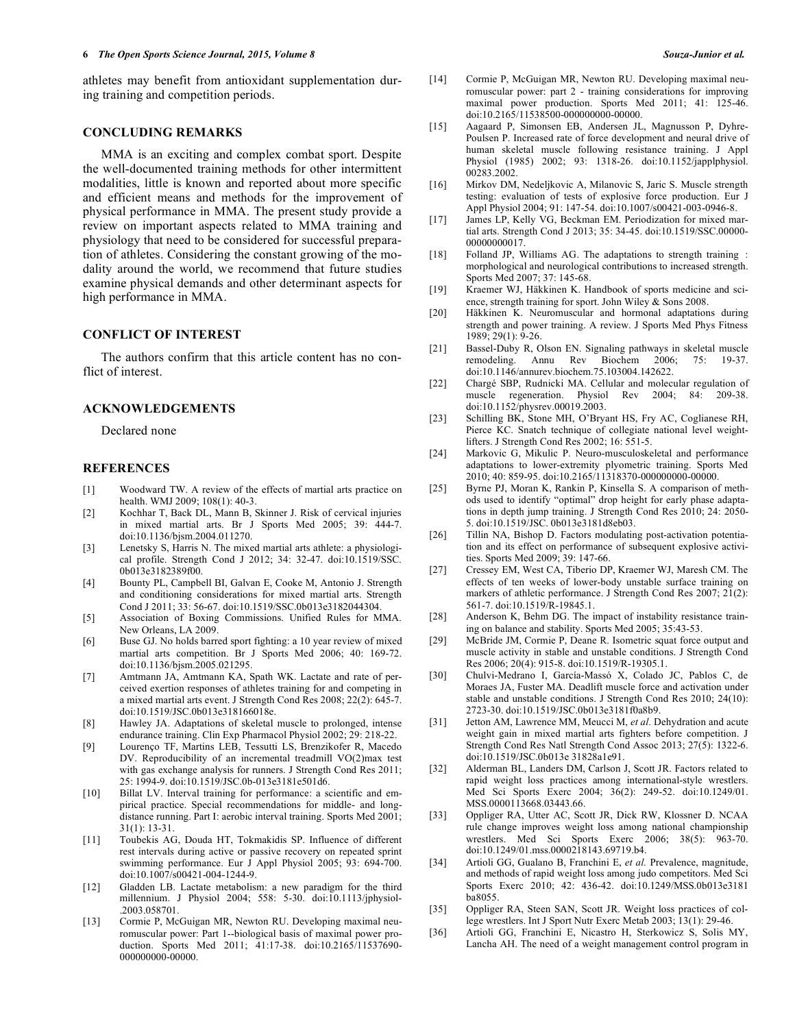athletes may benefit from antioxidant supplementation during training and competition periods.

## CONCLUDING REMARKS

MMA is an exciting and complex combat sport. Despite the well-documented training methods for other intermittent modalities, little is known and reported about more specific and efficient means and methods for the improvement of physical performance in MMA. The present study provide a review on important aspects related to MMA training and physiology that need to be considered for successful preparation of athletes. Considering the constant growing of the modality around the world, we recommend that future studies examine physical demands and other determinant aspects for high performance in MMA.

## CONFLICT OF INTEREST

The authors confirm that this article content has no conflict of interest.

## ACKNOWLEDGEMENTS

Declared none

## REFERENCES

[1] Woodward TW. A review of the effects of martial arts practice on health. WMJ 2009; 108(1): 40-3.

[2] Kochhar T, Back DL, Mann B, Skinner J. Risk of cervical injuries in mixed martial arts. Br J Sports Med 2005; 39: 444-7. doi:10.1136/bjsm.2004.011270.

[3] Lenetsky S, Harris N. The mixed martial arts athlete: a physiological profile. Strength Cond J 2012; 34: 32-47. doi:10.1519/SSC.0b013e3182389f00.

[4] Bounty PL, Campbell BI, Galvan E, Cooke M, Antonio J. Strength and conditioning considerations for mixed martial arts. Strength Cond J 2011; 33: 56-67. doi:10.1519/SSC.0b013e3182044304.

[5] Association of Boxing Commissions. Unified Rules for MMA. New Orleans, LA 2009.

[6] Buse GJ. No holds barred sport fighting: a 10 year review of mixed martial arts competition. Br J Sports Med 2006; 40: 169-72. doi:10.1136/bjsm.2005.021295.

[7] Amtmann JA, Amtmann KA, Spath WK. Lactate and rate of perceived exertion responses of athletes training for and competing in a mixed martial arts event. J Strength Cond Res 2008; 22(2): 645-7. doi:10.1519/JSC.0b013e318166018e.

[8] Hawley JA. Adaptations of skeletal muscle to prolonged, intense endurance training. Clin Exp Pharmacol Physiol 2002; 29: 218-22.

[9] Lourenço TF, Martins LEB, Tessutti LS, Brenzikofer R, Macedo DV. Reproducibility of an incremental treadmill VO(2)max test with gas exchange analysis for runners. J Strength Cond Res 2011; 25: 1994-9. doi:10.1519/JSC.0b-013e3181e501d6.

[10] Billat LV. Interval training for performance: a scientific and empirical practice. Special recommendations for middle- and long-distance running. Part I: aerobic interval training. Sports Med 2001; 31(1): 13-31.

[11] Toubekis AG, Douda HT, Tokmakidis SP. Influence of different rest intervals during active or passive recovery on repeated sprint swimming performance. Eur J Appl Physiol 2005; 93: 694-700. doi:10.1007/s00421-004-1244-9.

[12] Gladden LB. Lactate metabolism: a new paradigm for the third millennium. J Physiol 2004; 558: 5-30. doi:10.1113/jphysiol-.2003.058701.

[13] Cormie P, McGuigan MR, Newton RU. Developing maximal neuromuscular power: Part 1--biological basis of maximal power production. Sports Med 2011; 41:17-38. doi:10.2165/11537690-000000000-00000.

[14] Cormie P, McGuigan MR, Newton RU. Developing maximal neuromuscular power: part 2 - training considerations for improving maximal power production. Sports Med 2011; 41: 125-46. doi:10.2165/11538500-000000000-00000.

[15] Aagaard P, Simonsen EB, Andersen JL, Magnusson P, Dyhre-Poulsen P. Increased rate of force development and neural drive of human skeletal muscle following resistance training. J Appl Physiol (1985) 2002; 93: 1318-26. doi:10.1152/japplphysiol.00283.2002.

[16] Mirkov DM, Nedeljkovic A, Milanovic S, Jaric S. Muscle strength testing: evaluation of tests of explosive force production. Eur J Appl Physiol 2004; 91: 147-54. doi:10.1007/s00421-003-0946-8.

[17] James LP, Kelly VG, Beckman EM. Periodization for mixed martial arts. Strength Cond J 2013; 35: 34-45. doi:10.1519/SSC.00000-00000000017.

[18] Folland JP, Williams AG. The adaptations to strength training : morphological and neurological contributions to increased strength. Sports Med 2007; 37: 145-68.

[19] Kraemer WJ, Häkkinen K. Handbook of sports medicine and science, strength training for sport. John Wiley & Sons 2008.

[20] Häkkinen K. Neuromuscular and hormonal adaptations during strength and power training. A review. J Sports Med Phys Fitness 1989; 29(1): 9-26.

[21] Bassel-Duby R, Olson EN. Signaling pathways in skeletal muscle remodeling. Annu Rev Biochem 2006; 75: 19-37. doi:10.1146/annurev.biochem.75.103004.142622.

[22] Chargé SBP, Rudnicki MA. Cellular and molecular regulation of muscle regeneration. Physiol Rev 2004; 84: 209-38. doi:10.1152/physrev.00019.2003.

[23] Schilling BK, Stone MH, O'Bryant HS, Fry AC, Coglianese RH, Pierce KC. Snatch technique of collegiate national level weightlifters. J Strength Cond Res 2002; 16: 551-5.

[24] Markovic G, Mikulic P. Neuro-musculoskeletal and performance adaptations to lower-extremity plyometric training. Sports Med 2010; 40: 859-95. doi:10.2165/11318370-000000000-00000.

[25] Byrne PJ, Moran K, Rankin P, Kinsella S. A comparison of methods used to identify "optimal" drop height for early phase adaptations in depth jump training. J Strength Cond Res 2010; 24: 2050-5. doi:10.1519/JSC. 0b013e3181d8eb03.

[26] Tillin NA, Bishop D. Factors modulating post-activation potentiation and its effect on performance of subsequent explosive activities. Sports Med 2009; 39: 147-66.

[27] Cressey EM, West CA, Tiberio DP, Kraemer WJ, Maresh CM. The effects of ten weeks of lower-body unstable surface training on markers of athletic performance. J Strength Cond Res 2007; 21(2): 561-7. doi:10.1519/R-19845.1.

[28] Anderson K, Behm DG. The impact of instability resistance training on balance and stability. Sports Med 2005; 35:43-53.

[29] McBride JM, Cormie P, Deane R. Isometric squat force output and muscle activity in stable and unstable conditions. J Strength Cond Res 2006; 20(4): 915-8. doi:10.1519/R-19305.1.

[30] Chulvi-Medrano I, García-Massó X, Colado JC, Pablos C, de Moraes JA, Fuster MA. Deadlift muscle force and activation under stable and unstable conditions. J Strength Cond Res 2010; 24(10): 2723-30. doi:10.1519/JSC.0b013e3181f0a8b9.

[31] Jetton AM, Lawrence MM, Meucci M, *et al.* Dehydration and acute weight gain in mixed martial arts fighters before competition. J Strength Cond Res Natl Strength Cond Assoc 2013; 27(5): 1322-6. doi:10.1519/JSC.0b013e 31828a1e91.

[32] Alderman BL, Landers DM, Carlson J, Scott JR. Factors related to rapid weight loss practices among international-style wrestlers. Med Sci Sports Exerc 2004; 36(2): 249-52. doi:10.1249/01.MSS.0000113668.03443.66.

[33] Oppliger RA, Utter AC, Scott JR, Dick RW, Klossner D. NCAA rule change improves weight loss among national championship wrestlers. Med Sci Sports Exerc 2006; 38(5): 963-70. doi:10.1249/01.mss.0000218143.69719.b4.

[34] Artioli GG, Gualano B, Franchini E, *et al.* Prevalence, magnitude, and methods of rapid weight loss among judo competitors. Med Sci Sports Exerc 2010; 42: 436-42. doi:10.1249/MSS.0b013e3181ba8055.

[35] Oppliger RA, Steen SAN, Scott JR. Weight loss practices of college wrestlers. Int J Sport Nutr Exerc Metab 2003; 13(1): 29-46.

[36] Artioli GG, Franchini E, Nicastro H, Sterkowicz S, Solis MY, Lancha AH. The need of a weight management control program in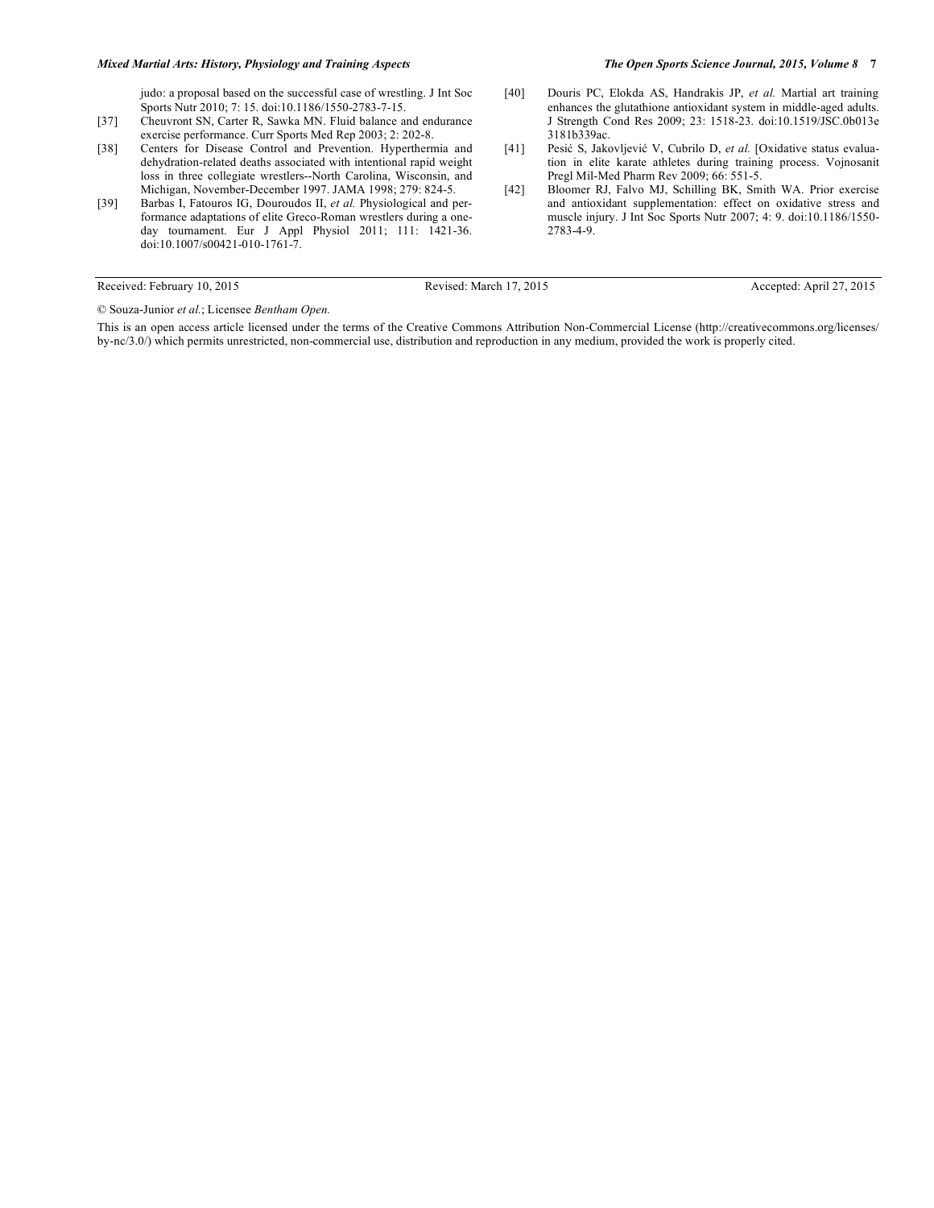judo: a proposal based on the successful case of wrestling. J Int Soc Sports Nutr 2010; 7: 15. doi:10.1186/1550-2783-7-15.

[37] Cheuvront SN, Carter R, Sawka MN. Fluid balance and endurance exercise performance. Curr Sports Med Rep 2003; 2: 202-8.

[38] Centers for Disease Control and Prevention. Hyperthermia and dehydration-related deaths associated with intentional rapid weight loss in three collegiate wrestlers--North Carolina, Wisconsin, and Michigan, November-December 1997. JAMA 1998; 279: 824-5.

[39] Barbas I, Fatouros IG, Douroudos II, *et al.* Physiological and performance adaptations of elite Greco-Roman wrestlers during a one-day tournament. Eur J Appl Physiol 2011; 111: 1421-36. doi:10.1007/s00421-010-1761-7.

[40] Douris PC, Elokda AS, Handrakis JP, *et al.* Martial art training enhances the glutathione antioxidant system in middle-aged adults. J Strength Cond Res 2009; 23: 1518-23. doi:10.1519/JSC.0b013e3181b339ac.

[41] Pesić S, Jakovljević V, Cubrilo D, *et al.* [Oxidative status evaluation in elite karate athletes during training process. Vojnosanit Pregl Mil-Med Pharm Rev 2009; 66: 551-5.

[42] Bloomer RJ, Falvo MJ, Schilling BK, Smith WA. Prior exercise and antioxidant supplementation: effect on oxidative stress and muscle injury. J Int Soc Sports Nutr 2007; 4: 9. doi:10.1186/1550-2783-4-9.

Received: February 10, 2015 Revised: March 17, 2015 Accepted: April 27, 2015

© Souza-Junior *et al.*; Licensee *Bentham Open.*

This is an open access article licensed under the terms of the Creative Commons Attribution Non-Commercial License (http://creativecommons.org/licenses/by-nc/3.0/) which permits unrestricted, non-commercial use, distribution and reproduction in any medium, provided the work is properly cited.